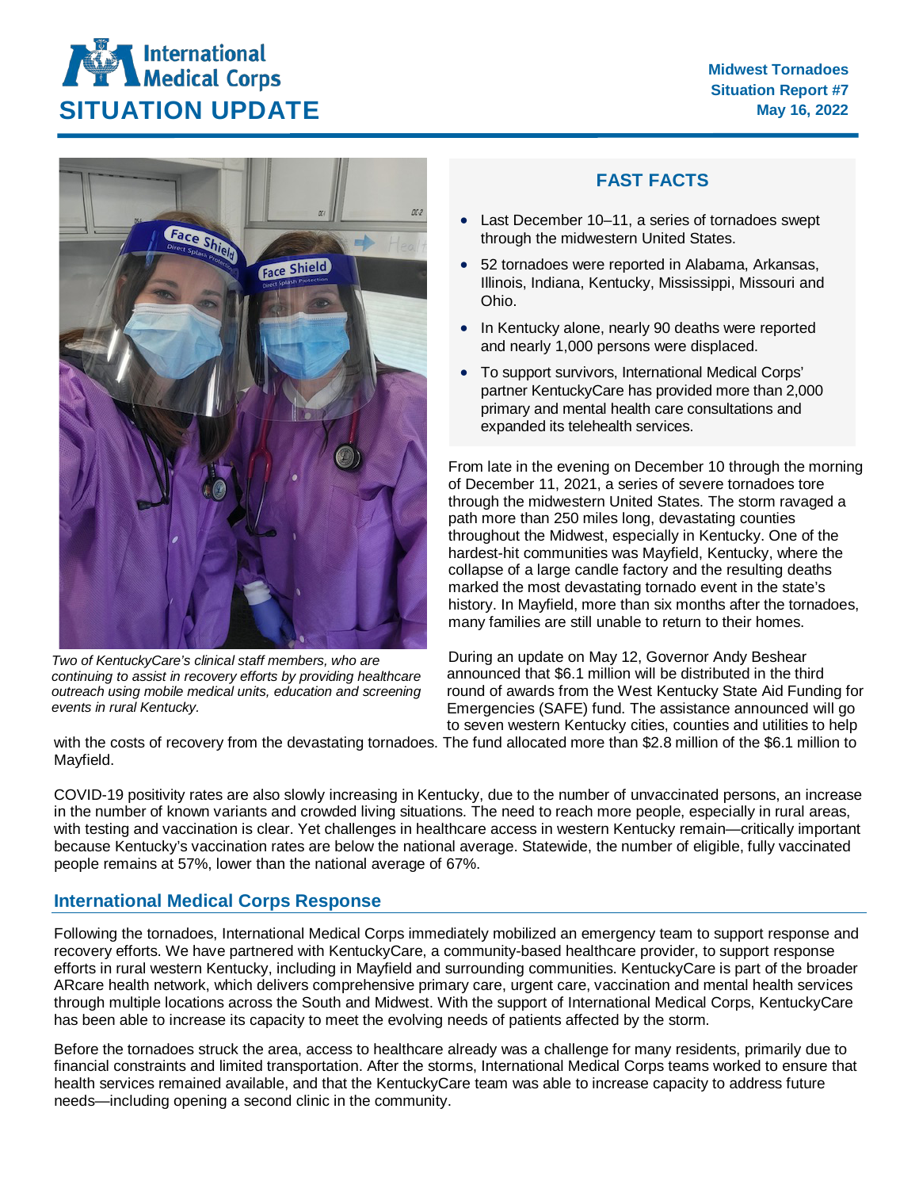# International Medical Corps SITUATION UPDATE

**Midwest Tornadoes**
**Situation Report #7**
**May 16, 2022**

*Two of KentuckyCare's clinical staff members, who are continuing to assist in recovery efforts by providing healthcare outreach using mobile medical units, education and screening events in rural Kentucky.*

## FAST FACTS

- Last December 10–11, a series of tornadoes swept through the midwestern United States.
- 52 tornadoes were reported in Alabama, Arkansas, Illinois, Indiana, Kentucky, Mississippi, Missouri and Ohio.
- In Kentucky alone, nearly 90 deaths were reported and nearly 1,000 persons were displaced.
- To support survivors, International Medical Corps' partner KentuckyCare has provided more than 2,000 primary and mental health care consultations and expanded its telehealth services.

From late in the evening on December 10 through the morning of December 11, 2021, a series of severe tornadoes tore through the midwestern United States. The storm ravaged a path more than 250 miles long, devastating counties throughout the Midwest, especially in Kentucky. One of the hardest-hit communities was Mayfield, Kentucky, where the collapse of a large candle factory and the resulting deaths marked the most devastating tornado event in the state's history. In Mayfield, more than six months after the tornadoes, many families are still unable to return to their homes.

During an update on May 12, Governor Andy Beshear announced that $6.1 million will be distributed in the third round of awards from the West Kentucky State Aid Funding for Emergencies (SAFE) fund. The assistance announced will go to seven western Kentucky cities, counties and utilities to help with the costs of recovery from the devastating tornadoes. The fund allocated more than $2.8 million of the $6.1 million to Mayfield.

COVID-19 positivity rates are also slowly increasing in Kentucky, due to the number of unvaccinated persons, an increase in the number of known variants and crowded living situations. The need to reach more people, especially in rural areas, with testing and vaccination is clear. Yet challenges in healthcare access in western Kentucky remain—critically important because Kentucky's vaccination rates are below the national average. Statewide, the number of eligible, fully vaccinated people remains at 57%, lower than the national average of 67%.

## International Medical Corps Response

Following the tornadoes, International Medical Corps immediately mobilized an emergency team to support response and recovery efforts. We have partnered with KentuckyCare, a community-based healthcare provider, to support response efforts in rural western Kentucky, including in Mayfield and surrounding communities. KentuckyCare is part of the broader ARcare health network, which delivers comprehensive primary care, urgent care, vaccination and mental health services through multiple locations across the South and Midwest. With the support of International Medical Corps, KentuckyCare has been able to increase its capacity to meet the evolving needs of patients affected by the storm.

Before the tornadoes struck the area, access to healthcare already was a challenge for many residents, primarily due to financial constraints and limited transportation. After the storms, International Medical Corps teams worked to ensure that health services remained available, and that the KentuckyCare team was able to increase capacity to address future needs—including opening a second clinic in the community.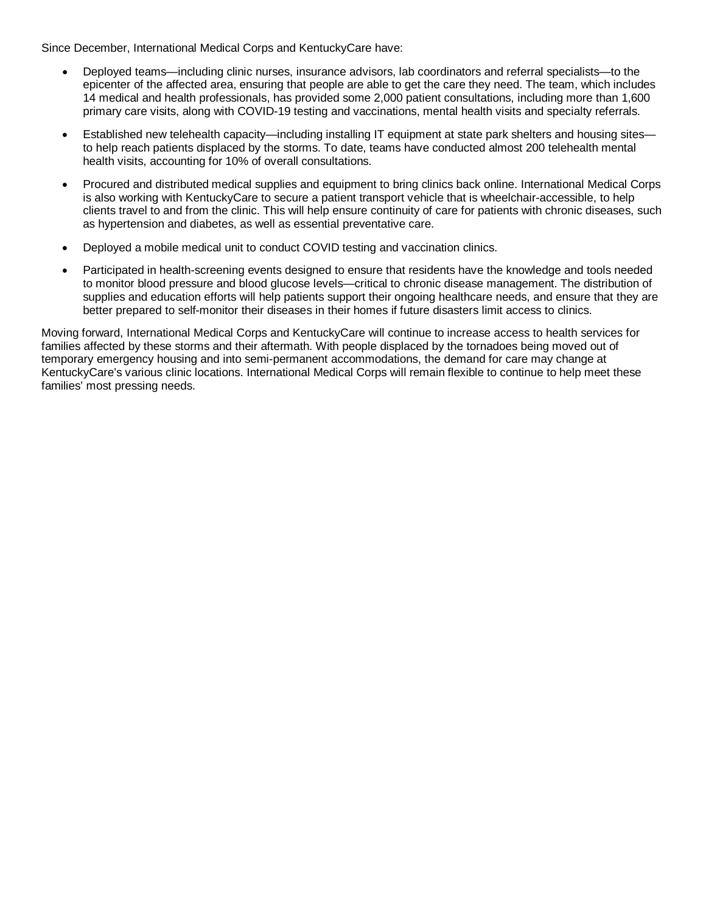Since December, International Medical Corps and KentuckyCare have:

- Deployed teams—including clinic nurses, insurance advisors, lab coordinators and referral specialists—to the epicenter of the affected area, ensuring that people are able to get the care they need. The team, which includes 14 medical and health professionals, has provided some 2,000 patient consultations, including more than 1,600 primary care visits, along with COVID-19 testing and vaccinations, mental health visits and specialty referrals.
- Established new telehealth capacity—including installing IT equipment at state park shelters and housing sites—to help reach patients displaced by the storms. To date, teams have conducted almost 200 telehealth mental health visits, accounting for 10% of overall consultations.
- Procured and distributed medical supplies and equipment to bring clinics back online. International Medical Corps is also working with KentuckyCare to secure a patient transport vehicle that is wheelchair-accessible, to help clients travel to and from the clinic. This will help ensure continuity of care for patients with chronic diseases, such as hypertension and diabetes, as well as essential preventative care.
- Deployed a mobile medical unit to conduct COVID testing and vaccination clinics.
- Participated in health-screening events designed to ensure that residents have the knowledge and tools needed to monitor blood pressure and blood glucose levels—critical to chronic disease management. The distribution of supplies and education efforts will help patients support their ongoing healthcare needs, and ensure that they are better prepared to self-monitor their diseases in their homes if future disasters limit access to clinics.

Moving forward, International Medical Corps and KentuckyCare will continue to increase access to health services for families affected by these storms and their aftermath. With people displaced by the tornadoes being moved out of temporary emergency housing and into semi-permanent accommodations, the demand for care may change at KentuckyCare's various clinic locations. International Medical Corps will remain flexible to continue to help meet these families' most pressing needs.